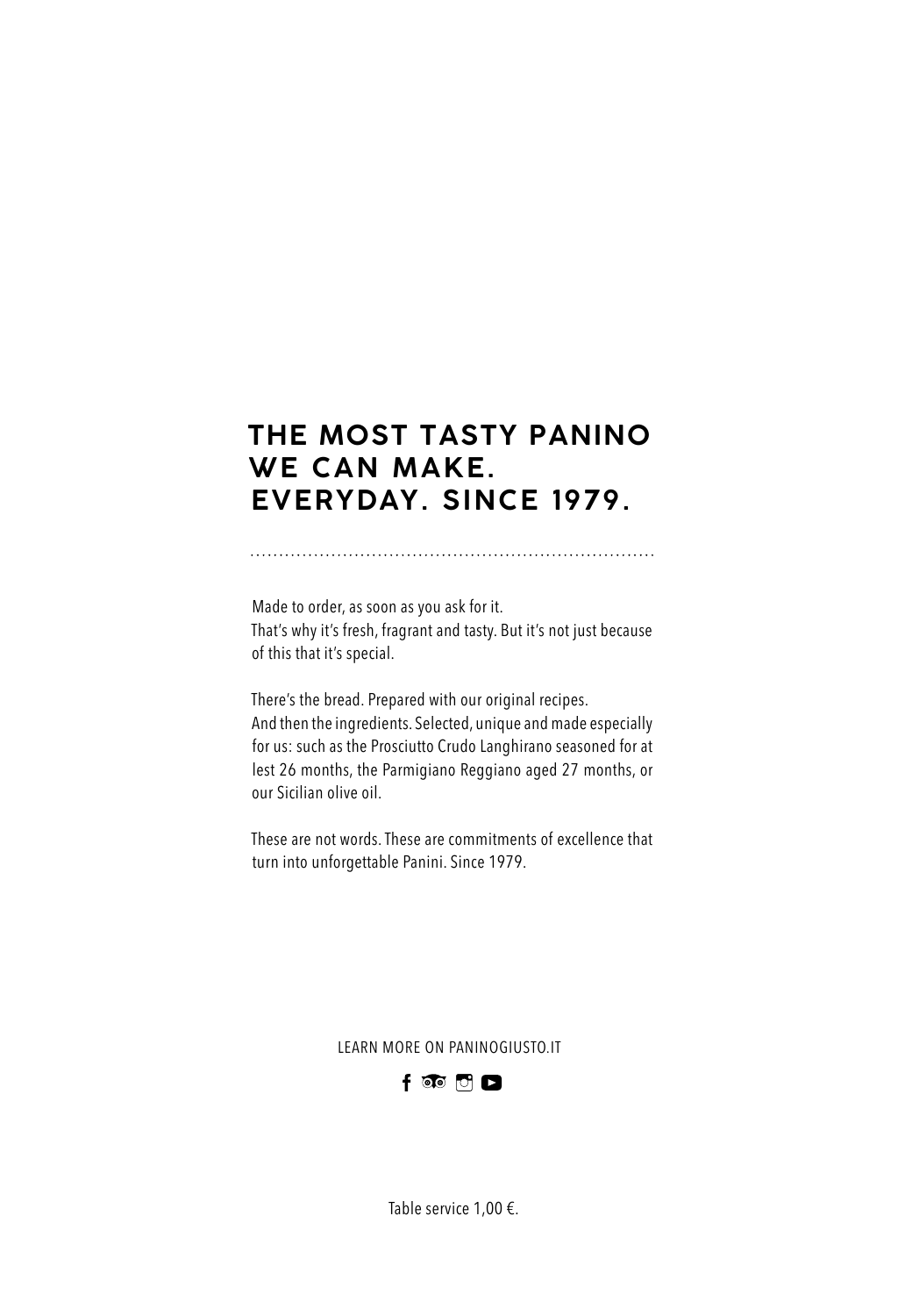# THE MOST TASTY PANINO WE CAN MAKE. EVERYDAY. SINCE 1979.

---

Made to order, as soon as you ask for it.
That's why it's fresh, fragrant and tasty. But it's not just because of this that it's special.

There's the bread. Prepared with our original recipes.
And then the ingredients. Selected, unique and made especially for us: such as the Prosciutto Crudo Langhirano seasoned for at lest 26 months, the Parmigiano Reggiano aged 27 months, or our Sicilian olive oil.

These are not words. These are commitments of excellence that turn into unforgettable Panini. Since 1979.

LEARN MORE ON PANINOGIUSTO.IT

Table service 1,00 €.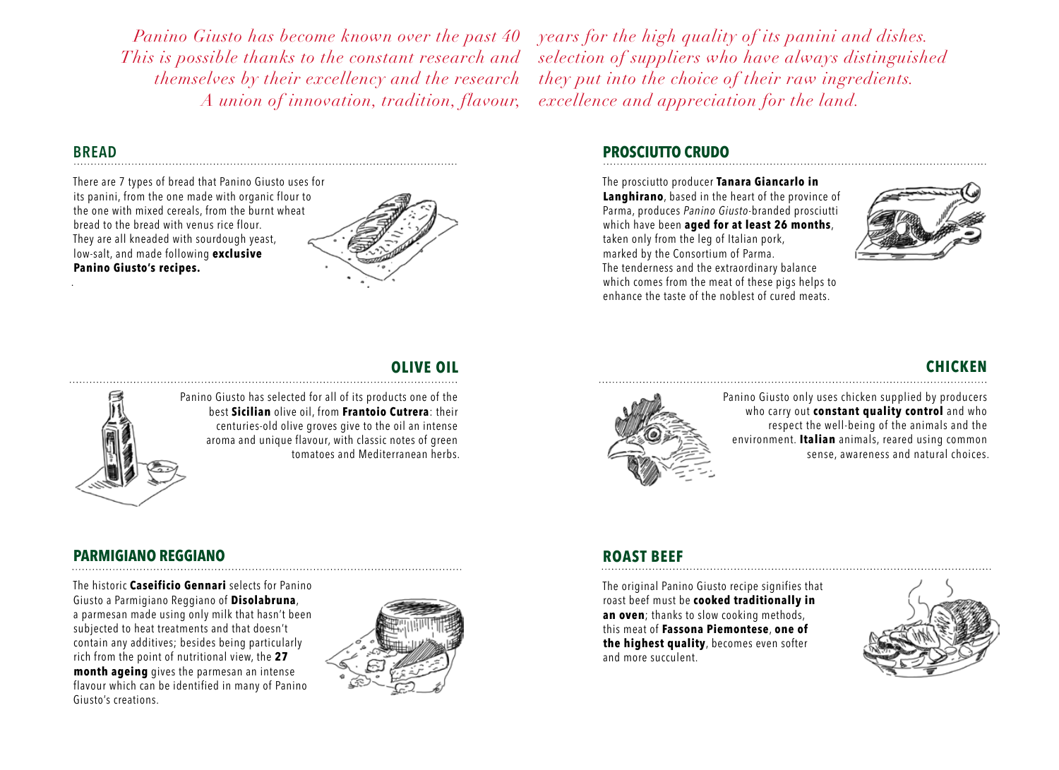*Panino Giusto has become known over the past 40 years for the high quality of its panini and dishes. This is possible thanks to the constant research and selection of suppliers who have always distinguished themselves by their excellency and the research they put into the choice of their raw ingredients. A union of innovation, tradition, flavour, excellence and appreciation for the land.*

## BREAD

There are 7 types of bread that Panino Giusto uses for its panini, from the one made with organic flour to the one with mixed cereals, from the burnt wheat bread to the bread with venus rice flour. They are all kneaded with sourdough yeast, low-salt, and made following **exclusive Panino Giusto's recipes.**

## PROSCIUTTO CRUDO

The prosciutto producer **Tanara Giancarlo in Langhirano**, based in the heart of the province of Parma, produces *Panino Giusto*-branded prosciutti which have been **aged for at least 26 months**, taken only from the leg of Italian pork, marked by the Consortium of Parma. The tenderness and the extraordinary balance which comes from the meat of these pigs helps to enhance the taste of the noblest of cured meats.

## OLIVE OIL

Panino Giusto has selected for all of its products one of the best **Sicilian** olive oil, from **Frantoio Cutrera**: their centuries-old olive groves give to the oil an intense aroma and unique flavour, with classic notes of green tomatoes and Mediterranean herbs.

## CHICKEN

Panino Giusto only uses chicken supplied by producers who carry out **constant quality control** and who respect the well-being of the animals and the environment. **Italian** animals, reared using common sense, awareness and natural choices.

## PARMIGIANO REGGIANO

The historic **Caseificio Gennari** selects for Panino Giusto a Parmigiano Reggiano of **Disolabruna**, a parmesan made using only milk that hasn't been subjected to heat treatments and that doesn't contain any additives; besides being particularly rich from the point of nutritional view, the **27 month ageing** gives the parmesan an intense flavour which can be identified in many of Panino Giusto's creations.

## ROAST BEEF

The original Panino Giusto recipe signifies that roast beef must be **cooked traditionally in an oven**; thanks to slow cooking methods, this meat of **Fassona Piemontese**, **one of the highest quality**, becomes even softer and more succulent.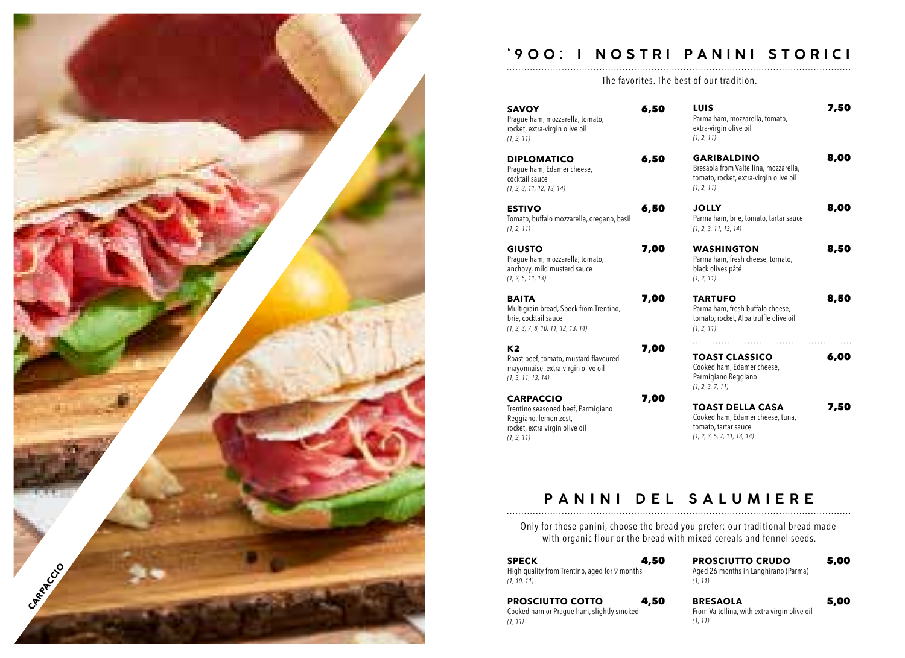# '900: I NOSTRI PANINI STORICI

The favorites. The best of our tradition.

**SAVOY** — **6,50**
Prague ham, mozzarella, tomato, rocket, extra-virgin olive oil
*(1, 2, 11)*

**DIPLOMATICO** — **6,50**
Prague ham, Edamer cheese, cocktail sauce
*(1, 2, 3, 11, 12, 13, 14)*

**ESTIVO** — **6,50**
Tomato, buffalo mozzarella, oregano, basil
*(1, 2, 11)*

**GIUSTO** — **7,00**
Prague ham, mozzarella, tomato, anchovy, mild mustard sauce
*(1, 2, 5, 11, 13)*

**BAITA** — **7,00**
Multigrain bread, Speck from Trentino, brie, cocktail sauce
*(1, 2, 3, 7, 8, 10, 11, 12, 13, 14)*

**K2** — **7,00**
Roast beef, tomato, mustard flavoured mayonnaise, extra-virgin olive oil
*(1, 3, 11, 13, 14)*

**CARPACCIO** — **7,00**
Trentino seasoned beef, Parmigiano Reggiano, lemon zest, rocket, extra virgin olive oil
*(1, 2, 11)*

**LUIS** — **7,50**
Parma ham, mozzarella, tomato, extra-virgin olive oil
*(1, 2, 11)*

**GARIBALDINO** — **8,00**
Bresaola from Valtellina, mozzarella, tomato, rocket, extra-virgin olive oil
*(1, 2, 11)*

**JOLLY** — **8,00**
Parma ham, brie, tomato, tartar sauce
*(1, 2, 3, 11, 13, 14)*

**WASHINGTON** — **8,50**
Parma ham, fresh cheese, tomato, black olives pâté
*(1, 2, 11)*

**TARTUFO** — **8,50**
Parma ham, fresh buffalo cheese, tomato, rocket, Alba truffle olive oil
*(1, 2, 11)*

**TOAST CLASSICO** — **6,00**
Cooked ham, Edamer cheese, Parmigiano Reggiano
*(1, 2, 3, 7, 11)*

**TOAST DELLA CASA** — **7,50**
Cooked ham, Edamer cheese, tuna, tomato, tartar sauce
*(1, 2, 3, 5, 7, 11, 13, 14)*

# PANINI DEL SALUMIERE

Only for these panini, choose the bread you prefer: our traditional bread made with organic flour or the bread with mixed cereals and fennel seeds.

**SPECK** — **4,50**
High quality from Trentino, aged for 9 months
*(1, 10, 11)*

**PROSCIUTTO COTTO** — **4,50**
Cooked ham or Prague ham, slightly smoked
*(1, 11)*

**PROSCIUTTO CRUDO** — **5,00**
Aged 26 months in Langhirano (Parma)
*(1, 11)*

**BRESAOLA** — **5,00**
From Valtellina, with extra virgin olive oil
*(1, 11)*

CARPACCIO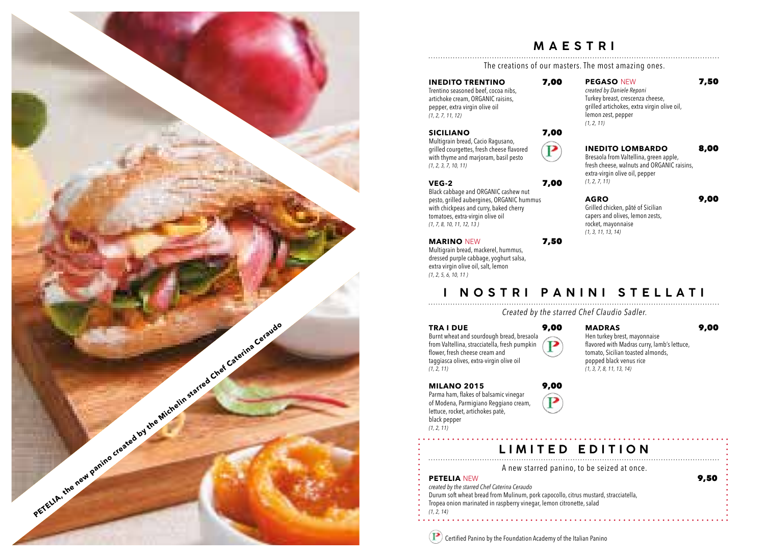PETELIA, the new panino created by the Michelin starred Chef Caterina Ceraudo

## MAESTRI

The creations of our masters. The most amazing ones.

**INEDITO TRENTINO** **7,00**
Trentino seasoned beef, cocoa nibs, artichoke cream, ORGANIC raisins, pepper, extra virgin olive oil
*(1, 2, 7, 11, 12)*

**SICILIANO** **7,00** (P)
Multigrain bread, Cacio Ragusano, grilled courgettes, fresh cheese flavored with thyme and marjoram, basil pesto
*(1, 2, 3, 7, 10, 11)*

**VEG-2** **7,00**
Black cabbage and ORGANIC cashew nut pesto, grilled aubergines, ORGANIC hummus with chickpeas and curry, baked cherry tomatoes, extra-virgin olive oil
*(1, 7, 8, 10, 11, 12, 13 )*

**MARINO** NEW **7,50**
Multigrain bread, mackerel, hummus, dressed purple cabbage, yoghurt salsa, extra virgin olive oil, salt, lemon
*(1, 2, 5, 6, 10, 11 )*

**PEGASO** NEW **7,50**
*created by Daniele Reponi*
Turkey breast, crescenza cheese, grilled artichokes, extra virgin olive oil, lemon zest, pepper
*(1, 2, 11)*

**INEDITO LOMBARDO** **8,00**
Bresaola from Valtellina, green apple, fresh cheese, walnuts and ORGANIC raisins, extra-virgin olive oil, pepper
*(1, 2, 7, 11)*

**AGRO** **9,00**
Grilled chicken, pâté of Sicilian capers and olives, lemon zests, rocket, mayonnaise
*(1, 3, 11, 13, 14)*

## I NOSTRI PANINI STELLATI

*Created by the starred Chef Claudio Sadler.*

**TRA I DUE** **9,00** (P)
Burnt wheat and sourdough bread, bresaola from Valtellina, stracciatella, fresh pumpkin flower, fresh cheese cream and taggiasca olives, extra-virgin olive oil
*(1, 2, 11)*

**MILANO 2015** **9,00** (P)
Parma ham, flakes of balsamic vinegar of Modena, Parmigiano Reggiano cream, lettuce, rocket, artichokes patè, black pepper
*(1, 2, 11)*

**MADRAS** **9,00**
Hen turkey brest, mayonnaise flavored with Madras curry, lamb's lettuce, tomato, Sicilian toasted almonds, popped black venus rice
*(1, 3, 7, 8, 11, 13, 14)*

## LIMITED EDITION

A new starred panino, to be seized at once.

**PETELIA** NEW **9,50**
*created by the starred Chef Caterina Ceraudo*
Durum soft wheat bread from Mulinum, pork capocollo, citrus mustard, stracciatella, Tropea onion marinated in raspberry vinegar, lemon citronette, salad
*(1, 2, 14)*

(P) Certified Panino by the Foundation Academy of the Italian Panino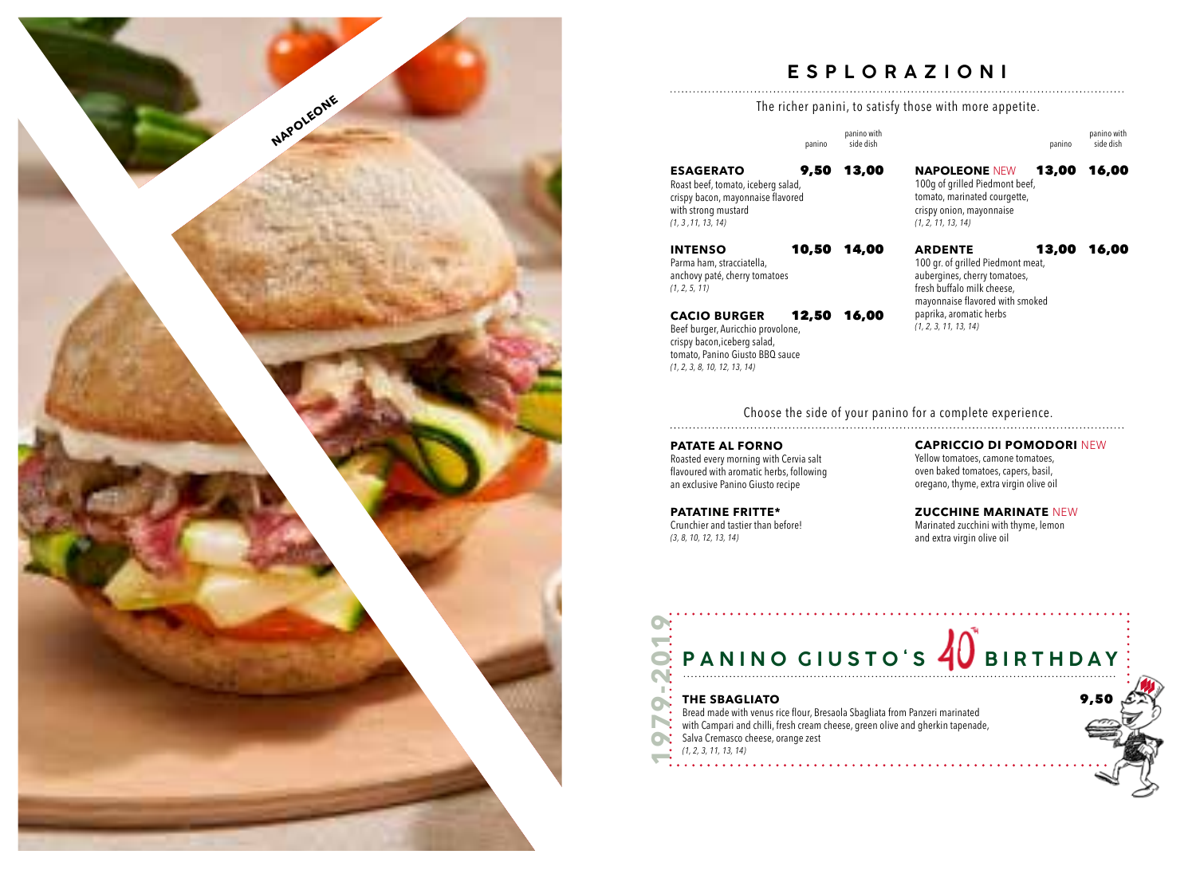NAPOLEONE

# ESPLORAZIONI

The richer panini, to satisfy those with more appetite.

| | panino | panino with side dish |
|---|---|---|
| **ESAGERATO** | **9,50** | **13,00** |
| **INTENSO** | **10,50** | **14,00** |
| **CACIO BURGER** | **12,50** | **16,00** |
| **NAPOLEONE** NEW | **13,00** | **16,00** |
| **ARDENTE** | **13,00** | **16,00** |

**ESAGERATO**
Roast beef, tomato, iceberg salad, crispy bacon, mayonnaise flavored with strong mustard
*(1, 3 ,11, 13, 14)*

**INTENSO**
Parma ham, stracciatella, anchovy paté, cherry tomatoes
*(1, 2, 5, 11)*

**CACIO BURGER**
Beef burger, Auricchio provolone, crispy bacon,iceberg salad, tomato, Panino Giusto BBQ sauce
*(1, 2, 3, 8, 10, 12, 13, 14)*

**NAPOLEONE** NEW
100g of grilled Piedmont beef, tomato, marinated courgette, crispy onion, mayonnaise
*(1, 2, 11, 13, 14)*

**ARDENTE**
100 gr. of grilled Piedmont meat, aubergines, cherry tomatoes, fresh buffalo milk cheese, mayonnaise flavored with smoked paprika, aromatic herbs
*(1, 2, 3, 11, 13, 14)*

Choose the side of your panino for a complete experience.

**PATATE AL FORNO**
Roasted every morning with Cervia salt flavoured with aromatic herbs, following an exclusive Panino Giusto recipe

**PATATINE FRITTE***
Crunchier and tastier than before!
*(3, 8, 10, 12, 13, 14)*

**CAPRICCIO DI POMODORI** NEW
Yellow tomatoes, camone tomatoes, oven baked tomatoes, capers, basil, oregano, thyme, extra virgin olive oil

**ZUCCHINE MARINATE** NEW
Marinated zucchini with thyme, lemon and extra virgin olive oil

## 1979-2019 PANINO GIUSTO'S 40TH BIRTHDAY

**THE SBAGLIATO** **9,50**
Bread made with venus rice flour, Bresaola Sbagliata from Panzeri marinated with Campari and chilli, fresh cream cheese, green olive and gherkin tapenade, Salva Cremasco cheese, orange zest
*(1, 2, 3, 11, 13, 14)*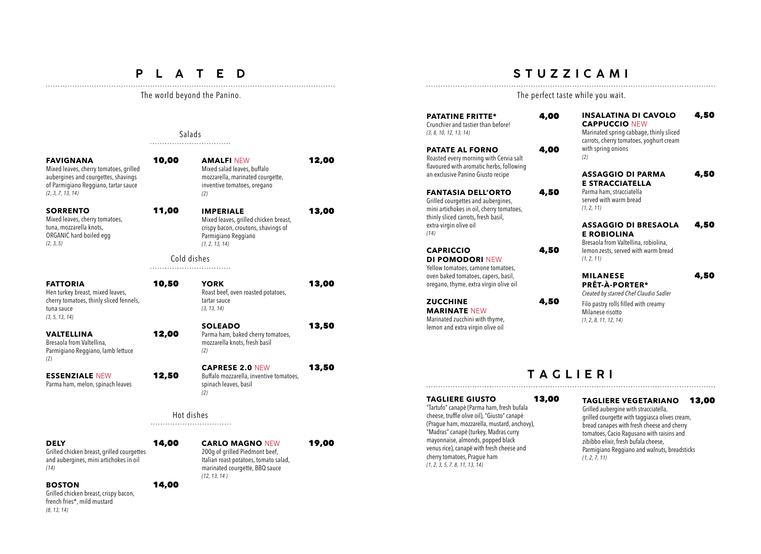# PLATED

The world beyond the Panino.

## Salads

**FAVIGNANA** **10,00**
Mixed leaves, cherry tomatoes, grilled aubergines and courgettes, shavings of Parmigiano Reggiano, tartar sauce
*(2, 3, 7, 13, 14)*

**SORRENTO** **11,00**
Mixed leaves, cherry tomatoes, tuna, mozzarella knots, ORGANIC hard-boiled egg
*(2, 3, 5)*

**AMALFI** NEW **12,00**
Mixed salad leaves, buffalo mozzarella, marinated courgette, inventive tomatoes, oregano
*(2)*

**IMPERIALE** **13,00**
Mixed leaves, grilled chicken breast, crispy bacon, croutons, shavings of Parmigiano Reggiano
*(1, 2, 13, 14)*

## Cold dishes

**FATTORIA** **10,50**
Hen turkey breast, mixed leaves, cherry tomatoes, thinly sliced fennels, tuna sauce
*(3, 5, 13, 14)*

**VALTELLINA** **12,00**
Bresaola from Valtellina, Parmigiano Reggiano, lamb lettuce
*(2)*

**ESSENZIALE** NEW **12,50**
Parma ham, melon, spinach leaves

**YORK** **13,00**
Roast beef, oven roasted potatoes, tartar sauce
*(3, 13, 14)*

**SOLEADO** **13,50**
Parma ham, baked cherry tomatoes, mozzarella knots, fresh basil
*(2)*

**CAPRESE 2.0** NEW **13,50**
Buffalo mozzarella, inventive tomatoes, spinach leaves, basil
*(2)*

## Hot dishes

**DELY** **14,00**
Grilled chicken breast, grilled courgettes and aubergines, mini artichokes in oil
*(14)*

**BOSTON** **14,00**
Grilled chicken breast, crispy bacon, french fries*, mild mustard
*(8, 13, 14)*

**CARLO MAGNO** NEW **19,00**
200g of grilled Piedmont beef, Italian roast potatoes, tomato salad, marinated courgette, BBQ sauce
*(12, 13, 14 )*

# STUZZICAMI

The perfect taste while you wait.

**PATATINE FRITTE*** **4,00**
Crunchier and tastier than before!
*(3, 8, 10, 12, 13, 14)*

**PATATE AL FORNO** **4,00**
Roasted every morning with Cervia salt flavoured with aromatic herbs, following an exclusive Panino Giusto recipe

**FANTASIA DELL'ORTO** **4,50**
Grilled courgettes and aubergines, mini artichokes in oil, cherry tomatoes, thinly sliced carrots, fresh basil, extra-virgin olive oil
*(14)*

**CAPRICCIO DI POMODORI** NEW **4,50**
Yellow tomatoes, camone tomatoes, oven baked tomatoes, capers, basil, oregano, thyme, extra virgin olive oil

**ZUCCHINE MARINATE** NEW **4,50**
Marinated zucchini with thyme, lemon and extra virgin olive oil

**INSALATINA DI CAVOLO CAPPUCCIO** NEW **4,50**
Marinated spring cabbage, thinly sliced carrots, cherry tomatoes, yoghurt cream with spring onions
*(2)*

**ASSAGGIO DI PARMA E STRACCIATELLA** **4,50**
Parma ham, stracciatella served with warm bread
*(1, 2, 11)*

**ASSAGGIO DI BRESAOLA E ROBIOLINA** **4,50**
Bresaola from Valtellina, robiolina, lemon zests, served with warm bread
*(1, 2, 11)*

**MILANESE PRÊT-À-PORTER*** **4,50**
*Created by starred Chef Claudio Sadler*
Filo pastry rolls filled with creamy Milanese risotto
*(1, 2, 8, 11, 12, 14)*

# TAGLIERI

**TAGLIERE GIUSTO** **13,00**
"Tartufo" canapè (Parma ham, fresh bufala cheese, truffle olive oil), "Giusto" canapè (Prague ham, mozzarella, mustard, anchovy), "Madras" canapè (turkey, Madras curry mayonnaise, almonds, popped black venus rice), canapè with fresh cheese and cherry tomatoes, Prague ham
*(1, 2, 3, 5, 7, 8, 11, 13, 14)*

**TAGLIERE VEGETARIANO** **13,00**
Grilled aubergine with stracciatella, grilled courgette with taggiasca olives cream, bread canapes with fresh cheese and cherry tomatoes, Cacio Ragusano with raisins and zibibbo elixir, fresh bufala cheese, Parmigiano Reggiano and walnuts, breadsticks
*(1, 2, 7, 11)*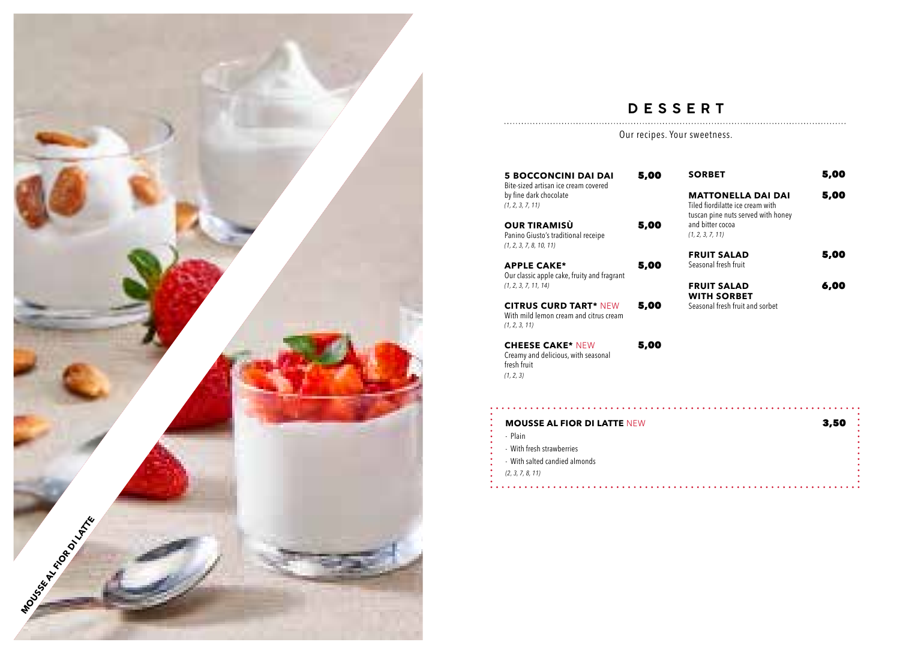# DESSERT

Our recipes. Your sweetness.

**5 BOCCONCINI DAI DAI** **5,00**
Bite-sized artisan ice cream covered by fine dark chocolate
*(1, 2, 3, 7, 11)*

**OUR TIRAMISÙ** **5,00**
Panino Giusto's traditional receipe
*(1, 2, 3, 7, 8, 10, 11)*

**APPLE CAKE*** **5,00**
Our classic apple cake, fruity and fragrant
*(1, 2, 3, 7, 11, 14)*

**CITRUS CURD TART*** NEW **5,00**
With mild lemon cream and citrus cream
*(1, 2, 3, 11)*

**CHEESE CAKE*** NEW **5,00**
Creamy and delicious, with seasonal fresh fruit
*(1, 2, 3)*

**SORBET** **5,00**

**MATTONELLA DAI DAI** **5,00**
Tiled fiordilatte ice cream with tuscan pine nuts served with honey and bitter cocoa
*(1, 2, 3, 7, 11)*

**FRUIT SALAD** **5,00**
Seasonal fresh fruit

**FRUIT SALAD WITH SORBET** **6,00**
Seasonal fresh fruit and sorbet

**MOUSSE AL FIOR DI LATTE** NEW **3,50**
- Plain
- With fresh strawberries
- With salted candied almonds

*(2, 3, 7, 8, 11)*

MOUSSE AL FIOR DI LATTE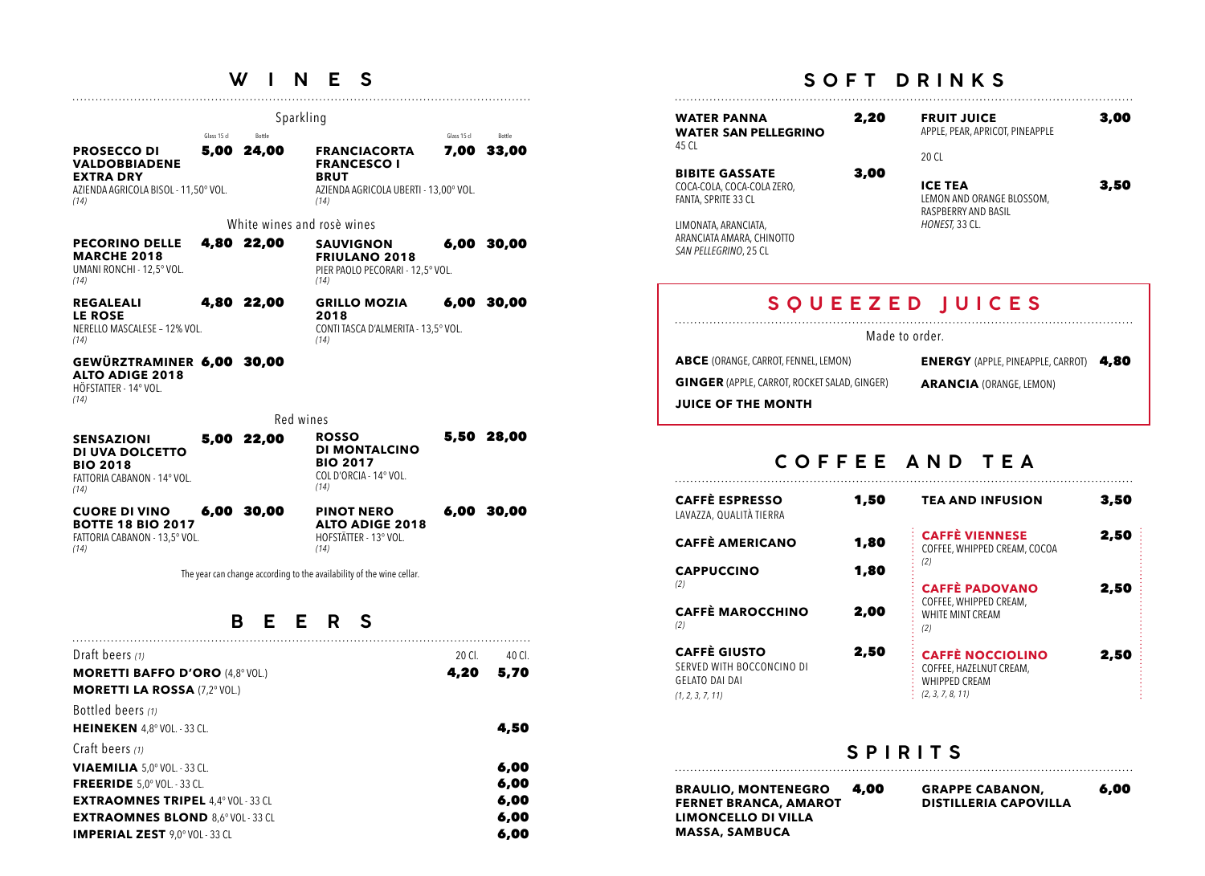# WINES

## Sparkling

| | Glass 15 cl | Bottle |
|---|---|---|
| **PROSECCO DI VALDOBBIADENE EXTRA DRY** AZIENDA AGRICOLA BISOL - 11,50° VOL. *(14)* | 5,00 | 24,00 |
| **FRANCIACORTA FRANCESCO I BRUT** AZIENDA AGRICOLA UBERTI - 13,00° VOL. *(14)* | 7,00 | 33,00 |

## White wines and rosè wines

| | Glass 15 cl | Bottle |
|---|---|---|
| **PECORINO DELLE MARCHE 2018** UMANI RONCHI - 12,5° VOL. *(14)* | 4,80 | 22,00 |
| **SAUVIGNON FRIULANO 2018** PIER PAOLO PECORARI - 12,5° VOL. *(14)* | 6,00 | 30,00 |
| **REGALEALI LE ROSE** NERELLO MASCALESE – 12% VOL. *(14)* | 4,80 | 22,00 |
| **GRILLO MOZIA 2018** CONTI TASCA D'ALMERITA - 13,5° VOL. *(14)* | 6,00 | 30,00 |
| **GEWÜRZTRAMINER ALTO ADIGE 2018** HÖFSTATTER - 14° VOL. *(14)* | 6,00 | 30,00 |

## Red wines

| | Glass 15 cl | Bottle |
|---|---|---|
| **SENSAZIONI DI UVA DOLCETTO BIO 2018** FATTORIA CABANON - 14° VOL. *(14)* | 5,00 | 22,00 |
| **ROSSO DI MONTALCINO BIO 2017** COL D'ORCIA - 14° VOL. *(14)* | 5,50 | 28,00 |
| **CUORE DI VINO BOTTE 18 BIO 2017** FATTORIA CABANON - 13,5° VOL. *(14)* | 6,00 | 30,00 |
| **PINOT NERO ALTO ADIGE 2018** HOFSTÄTTER - 13° VOL. *(14)* | 6,00 | 30,00 |

The year can change according to the availability of the wine cellar.

# BEERS

| Draft beers *(1)* | 20 Cl. | 40 Cl. |
|---|---|---|
| **MORETTI BAFFO D'ORO** (4,8° VOL.) **MORETTI LA ROSSA** (7,2° VOL.) | 4,20 | 5,70 |

Bottled beers *(1)*

| | |
|---|---|
| **HEINEKEN** 4,8° VOL. - 33 CL. | 4,50 |

Craft beers *(1)*

| | |
|---|---|
| **VIAEMILIA** 5,0° VOL. - 33 CL. | 6,00 |
| **FREERIDE** 5,0° VOL. - 33 CL. | 6,00 |
| **EXTRAOMNES TRIPEL** 4,4° VOL - 33 CL | 6,00 |
| **EXTRAOMNES BLOND** 8,6° VOL - 33 CL | 6,00 |
| **IMPERIAL ZEST** 9,0° VOL - 33 CL | 6,00 |

# SOFT DRINKS

| | |
|---|---|
| **WATER PANNA** **WATER SAN PELLEGRINO** 45 CL | 2,20 |
| **BIBITE GASSATE** COCA-COLA, COCA-COLA ZERO, FANTA, SPRITE 33 CL; LIMONATA, ARANCIATA, ARANCIATA AMARA, CHINOTTO *SAN PELLEGRINO*, 25 CL | 3,00 |
| **FRUIT JUICE** APPLE, PEAR, APRICOT, PINEAPPLE 20 CL | 3,00 |
| **ICE TEA** LEMON AND ORANGE BLOSSOM, RASPBERRY AND BASIL *HONEST*, 33 CL. | 3,50 |

# SQUEEZED JUICES

Made to order.

- **ABCE** (ORANGE, CARROT, FENNEL, LEMON)
- **GINGER** (APPLE, CARROT, ROCKET SALAD, GINGER)
- **JUICE OF THE MONTH**
- **ENERGY** (APPLE, PINEAPPLE, CARROT)
- **ARANCIA** (ORANGE, LEMON)

**4,80**

# COFFEE AND TEA

| | |
|---|---|
| **CAFFÈ ESPRESSO** LAVAZZA, QUALITÀ TIERRA | 1,50 |
| **CAFFÈ AMERICANO** | 1,80 |
| **CAPPUCCINO** *(2)* | 1,80 |
| **CAFFÈ MAROCCHINO** *(2)* | 2,00 |
| **CAFFÈ GIUSTO** SERVED WITH BOCCONCINO DI GELATO DAI DAI *(1, 2, 3, 7, 11)* | 2,50 |
| **TEA AND INFUSION** | 3,50 |
| **CAFFÈ VIENNESE** COFFEE, WHIPPED CREAM, COCOA *(2)* | 2,50 |
| **CAFFÈ PADOVANO** COFFEE, WHIPPED CREAM, WHITE MINT CREAM *(2)* | 2,50 |
| **CAFFÈ NOCCIOLINO** COFFEE, HAZELNUT CREAM, WHIPPED CREAM *(2, 3, 7, 8, 11)* | 2,50 |

# SPIRITS

| | |
|---|---|
| **BRAULIO, MONTENEGRO FERNET BRANCA, AMAROT LIMONCELLO DI VILLA MASSA, SAMBUCA** | 4,00 |
| **GRAPPE CABANON, DISTILLERIA CAPOVILLA** | 6,00 |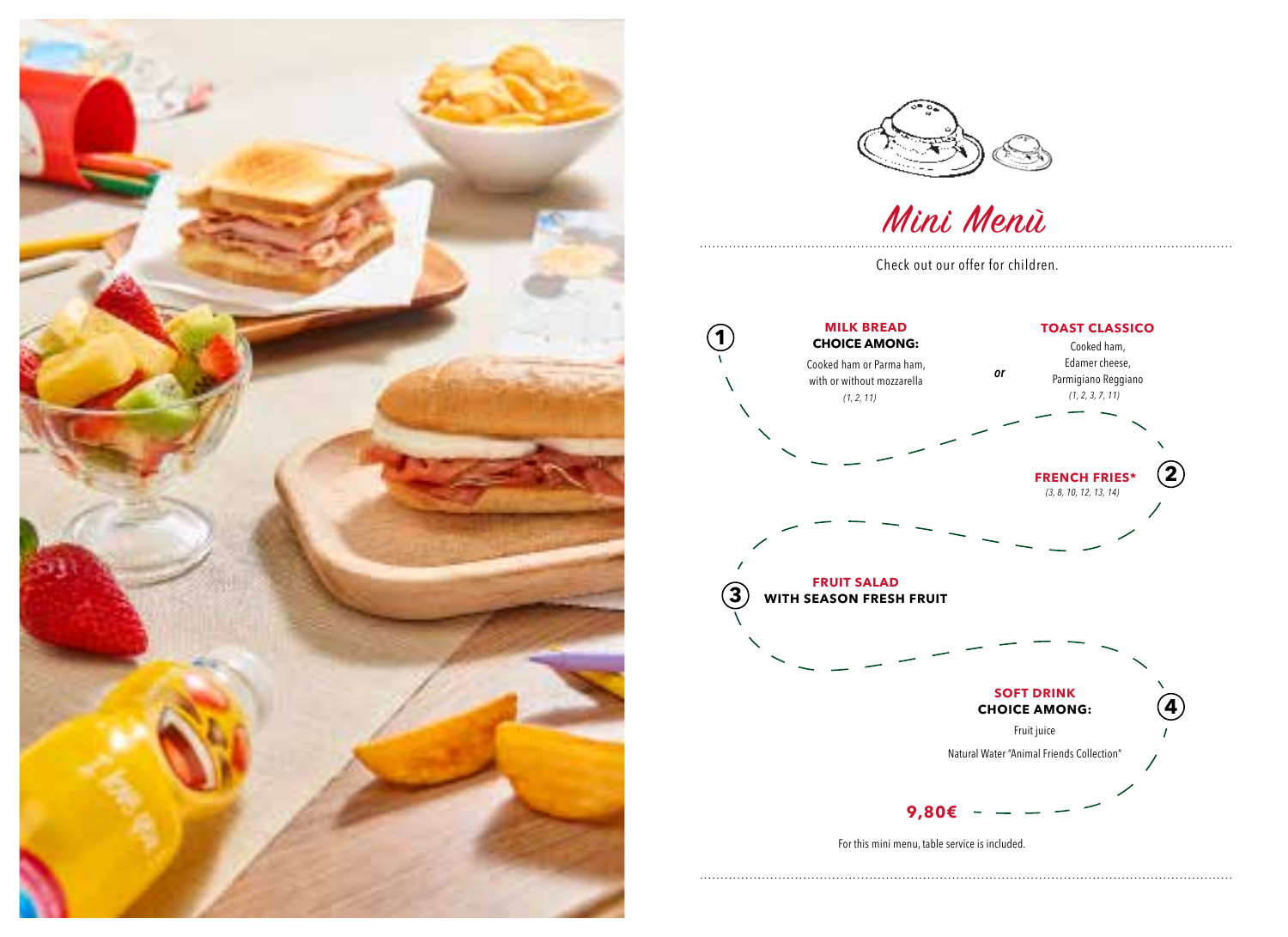# Mini Menù

Check out our offer for children.

**1**

**MILK BREAD**
**CHOICE AMONG:**

Cooked ham or Parma ham,
with or without mozzarella
*(1, 2, 11)*

*or*

**TOAST CLASSICO**

Cooked ham,
Edamer cheese,
Parmigiano Reggiano
*(1, 2, 3, 7, 11)*

**2**

**FRENCH FRIES***
*(3, 8, 10, 12, 13, 14)*

**3**

**FRUIT SALAD**
**WITH SEASON FRESH FRUIT**

**4**

**SOFT DRINK**
**CHOICE AMONG:**

Fruit juice

Natural Water "Animal Friends Collection"

**9,80€**

For this mini menu, table service is included.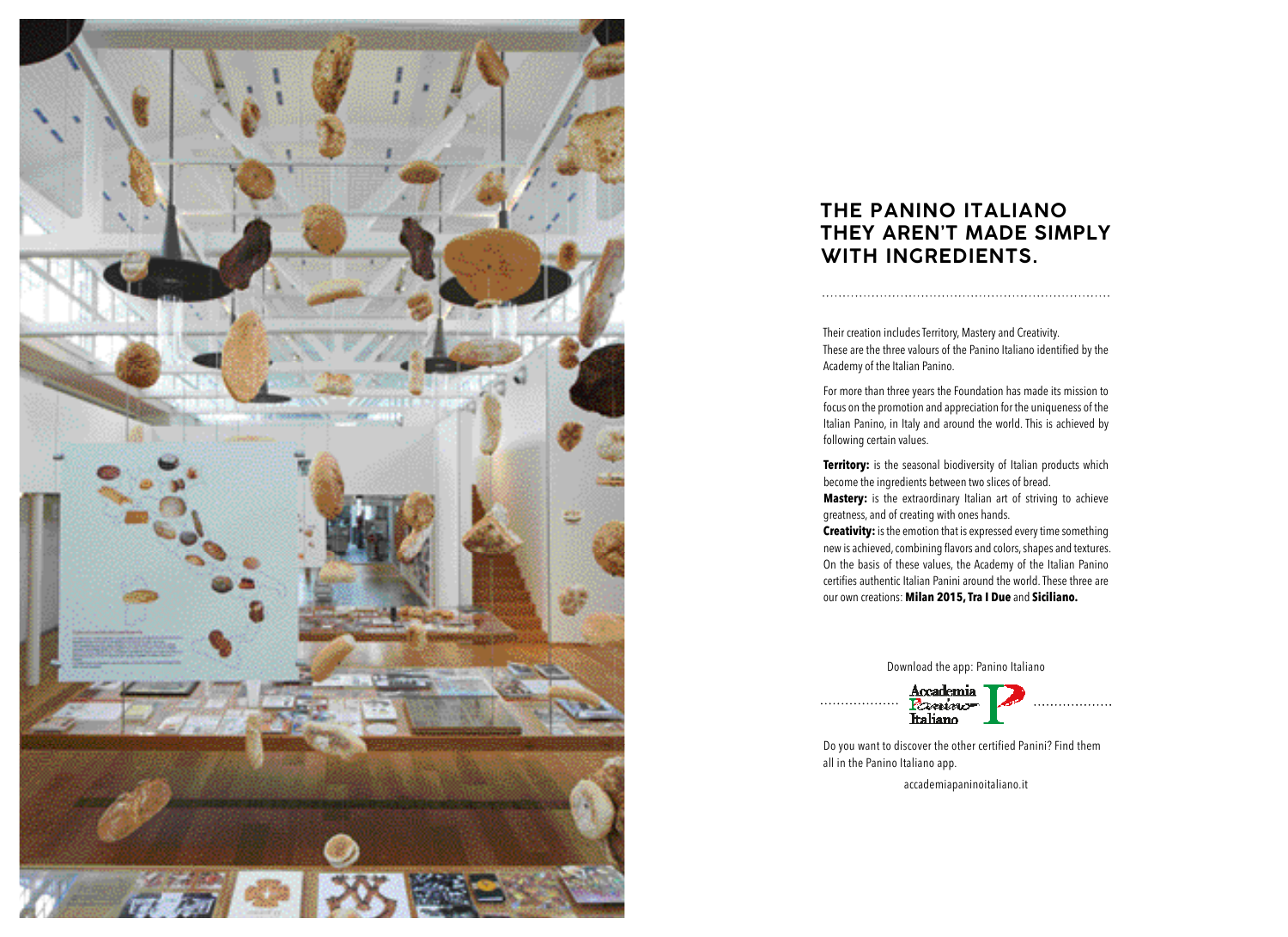# THE PANINO ITALIANO THEY AREN'T MADE SIMPLY WITH INGREDIENTS.

Their creation includes Territory, Mastery and Creativity.
These are the three valours of the Panino Italiano identified by the Academy of the Italian Panino.

For more than three years the Foundation has made its mission to focus on the promotion and appreciation for the uniqueness of the Italian Panino, in Italy and around the world. This is achieved by following certain values.

**Territory:** is the seasonal biodiversity of Italian products which become the ingredients between two slices of bread.
**Mastery:** is the extraordinary Italian art of striving to achieve greatness, and of creating with ones hands.
**Creativity:** is the emotion that is expressed every time something new is achieved, combining flavors and colors, shapes and textures.
On the basis of these values, the Academy of the Italian Panino certifies authentic Italian Panini around the world. These three are our own creations: **Milan 2015, Tra I Due** and **Siciliano.**

Download the app: Panino Italiano

Accademia Panino Italiano

Do you want to discover the other certified Panini? Find them all in the Panino Italiano app.

accademiapaninoitaliano.it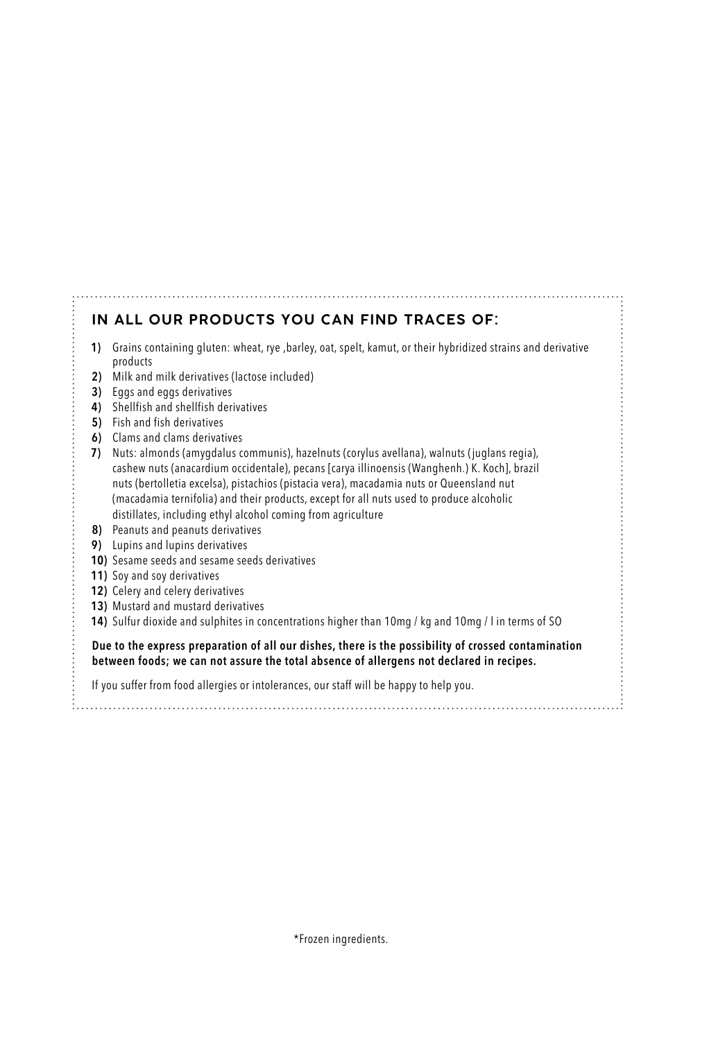## IN ALL OUR PRODUCTS YOU CAN FIND TRACES OF:

1) Grains containing gluten: wheat, rye ,barley, oat, spelt, kamut, or their hybridized strains and derivative products
2) Milk and milk derivatives (lactose included)
3) Eggs and eggs derivatives
4) Shellfish and shellfish derivatives
5) Fish and fish derivatives
6) Clams and clams derivatives
7) Nuts: almonds (amygdalus communis), hazelnuts (corylus avellana), walnuts (juglans regia), cashew nuts (anacardium occidentale), pecans [carya illinoensis (Wanghenh.) K. Koch], brazil nuts (bertolletia excelsa), pistachios (pistacia vera), macadamia nuts or Queensland nut (macadamia ternifolia) and their products, except for all nuts used to produce alcoholic distillates, including ethyl alcohol coming from agriculture
8) Peanuts and peanuts derivatives
9) Lupins and lupins derivatives
10) Sesame seeds and sesame seeds derivatives
11) Soy and soy derivatives
12) Celery and celery derivatives
13) Mustard and mustard derivatives
14) Sulfur dioxide and sulphites in concentrations higher than 10mg / kg and 10mg / l in terms of SO

**Due to the express preparation of all our dishes, there is the possibility of crossed contamination between foods; we can not assure the total absence of allergens not declared in recipes.**

If you suffer from food allergies or intolerances, our staff will be happy to help you.

*Frozen ingredients.